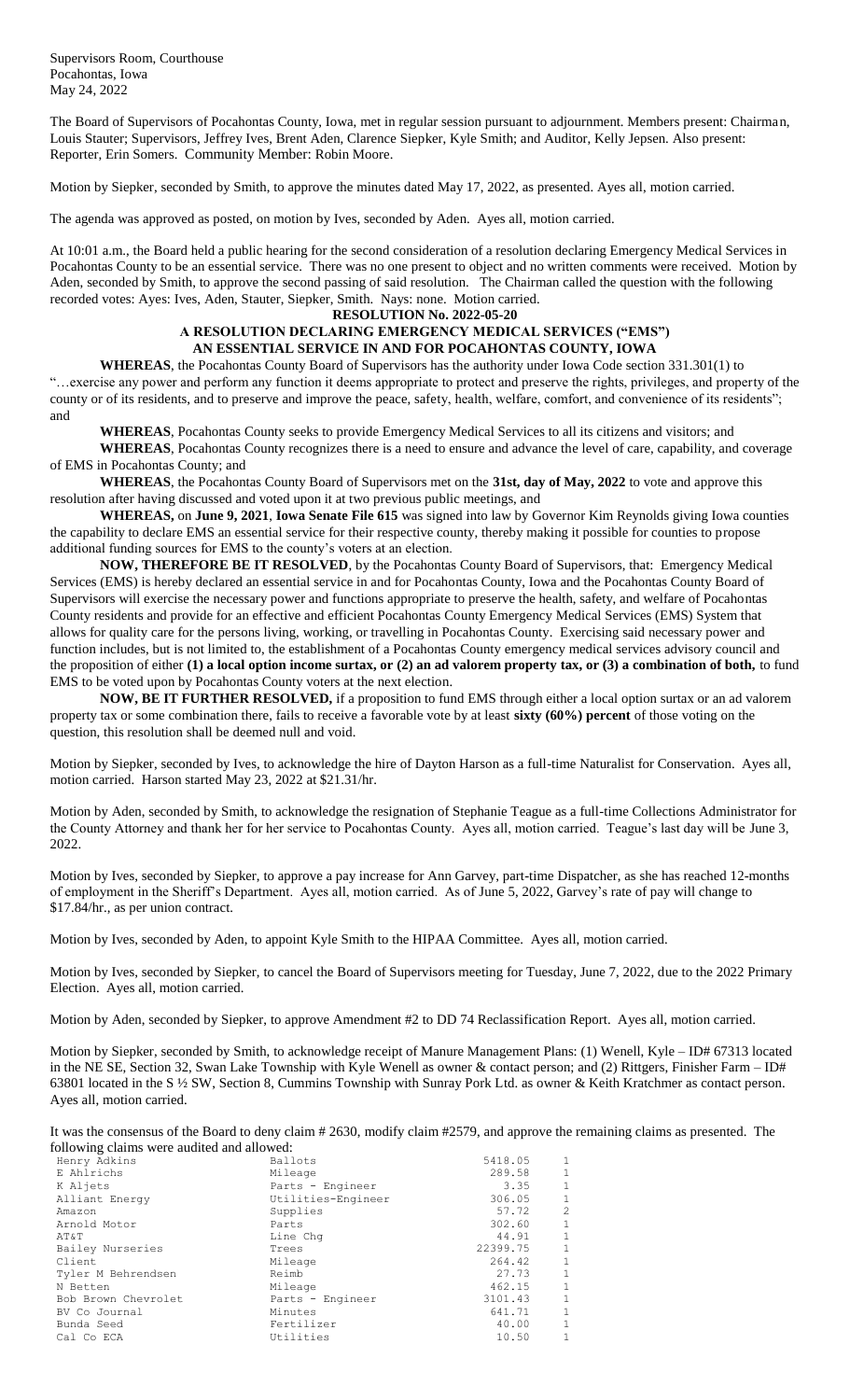Supervisors Room, Courthouse
Pocahontas, Iowa
May 24, 2022

The Board of Supervisors of Pocahontas County, Iowa, met in regular session pursuant to adjournment. Members present: Chairman, Louis Stauter; Supervisors, Jeffrey Ives, Brent Aden, Clarence Siepker, Kyle Smith; and Auditor, Kelly Jepsen. Also present: Reporter, Erin Somers. Community Member: Robin Moore.

Motion by Siepker, seconded by Smith, to approve the minutes dated May 17, 2022, as presented. Ayes all, motion carried.

The agenda was approved as posted, on motion by Ives, seconded by Aden. Ayes all, motion carried.

At 10:01 a.m., the Board held a public hearing for the second consideration of a resolution declaring Emergency Medical Services in Pocahontas County to be an essential service. There was no one present to object and no written comments were received. Motion by Aden, seconded by Smith, to approve the second passing of said resolution. The Chairman called the question with the following recorded votes: Ayes: Ives, Aden, Stauter, Siepker, Smith. Nays: none. Motion carried.

**RESOLUTION No. 2022-05-20**
**A RESOLUTION DECLARING EMERGENCY MEDICAL SERVICES ("EMS") AN ESSENTIAL SERVICE IN AND FOR POCAHONTAS COUNTY, IOWA**

**WHEREAS**, the Pocahontas County Board of Supervisors has the authority under Iowa Code section 331.301(1) to "…exercise any power and perform any function it deems appropriate to protect and preserve the rights, privileges, and property of the county or of its residents, and to preserve and improve the peace, safety, health, welfare, comfort, and convenience of its residents"; and

**WHEREAS**, Pocahontas County seeks to provide Emergency Medical Services to all its citizens and visitors; and

**WHEREAS**, Pocahontas County recognizes there is a need to ensure and advance the level of care, capability, and coverage of EMS in Pocahontas County; and

**WHEREAS**, the Pocahontas County Board of Supervisors met on the **31st, day of May, 2022** to vote and approve this resolution after having discussed and voted upon it at two previous public meetings, and

**WHEREAS,** on **June 9, 2021**, **Iowa Senate File 615** was signed into law by Governor Kim Reynolds giving Iowa counties the capability to declare EMS an essential service for their respective county, thereby making it possible for counties to propose additional funding sources for EMS to the county's voters at an election.

**NOW, THEREFORE BE IT RESOLVED**, by the Pocahontas County Board of Supervisors, that: Emergency Medical Services (EMS) is hereby declared an essential service in and for Pocahontas County, Iowa and the Pocahontas County Board of Supervisors will exercise the necessary power and functions appropriate to preserve the health, safety, and welfare of Pocahontas County residents and provide for an effective and efficient Pocahontas County Emergency Medical Services (EMS) System that allows for quality care for the persons living, working, or travelling in Pocahontas County. Exercising said necessary power and function includes, but is not limited to, the establishment of a Pocahontas County emergency medical services advisory council and the proposition of either **(1) a local option income surtax, or (2) an ad valorem property tax, or (3) a combination of both,** to fund EMS to be voted upon by Pocahontas County voters at the next election.

**NOW, BE IT FURTHER RESOLVED,** if a proposition to fund EMS through either a local option surtax or an ad valorem property tax or some combination there, fails to receive a favorable vote by at least **sixty (60%) percent** of those voting on the question, this resolution shall be deemed null and void.

Motion by Siepker, seconded by Ives, to acknowledge the hire of Dayton Harson as a full-time Naturalist for Conservation. Ayes all, motion carried. Harson started May 23, 2022 at $21.31/hr.

Motion by Aden, seconded by Smith, to acknowledge the resignation of Stephanie Teague as a full-time Collections Administrator for the County Attorney and thank her for her service to Pocahontas County. Ayes all, motion carried. Teague's last day will be June 3, 2022.

Motion by Ives, seconded by Siepker, to approve a pay increase for Ann Garvey, part-time Dispatcher, as she has reached 12-months of employment in the Sheriff's Department. Ayes all, motion carried. As of June 5, 2022, Garvey's rate of pay will change to $17.84/hr., as per union contract.

Motion by Ives, seconded by Aden, to appoint Kyle Smith to the HIPAA Committee. Ayes all, motion carried.

Motion by Ives, seconded by Siepker, to cancel the Board of Supervisors meeting for Tuesday, June 7, 2022, due to the 2022 Primary Election. Ayes all, motion carried.

Motion by Aden, seconded by Siepker, to approve Amendment #2 to DD 74 Reclassification Report. Ayes all, motion carried.

Motion by Siepker, seconded by Smith, to acknowledge receipt of Manure Management Plans: (1) Wenell, Kyle – ID# 67313 located in the NE SE, Section 32, Swan Lake Township with Kyle Wenell as owner & contact person; and (2) Rittgers, Finisher Farm – ID# 63801 located in the S ½ SW, Section 8, Cummins Township with Sunray Pork Ltd. as owner & Keith Kratchmer as contact person. Ayes all, motion carried.

It was the consensus of the Board to deny claim # 2630, modify claim #2579, and approve the remaining claims as presented. The following claims were audited and allowed:

| | | | |
|---|---|---|---|
| Henry Adkins | Ballots | 5418.05 | 1 |
| E Ahlrichs | Mileage | 289.58 | 1 |
| K Aljets | Parts - Engineer | 3.35 | 1 |
| Alliant Energy | Utilities-Engineer | 306.05 | 1 |
| Amazon | Supplies | 57.72 | 2 |
| Arnold Motor | Parts | 302.60 | 1 |
| AT&T | Line Chg | 44.91 | 1 |
| Bailey Nurseries | Trees | 22399.75 | 1 |
| Client | Mileage | 264.42 | 1 |
| Tyler M Behrendsen | Reimb | 27.73 | 1 |
| N Betten | Mileage | 462.15 | 1 |
| Bob Brown Chevrolet | Parts - Engineer | 3101.43 | 1 |
| BV Co Journal | Minutes | 641.71 | 1 |
| Bunda Seed | Fertilizer | 40.00 | 1 |
| Cal Co ECA | Utilities | 10.50 | 1 |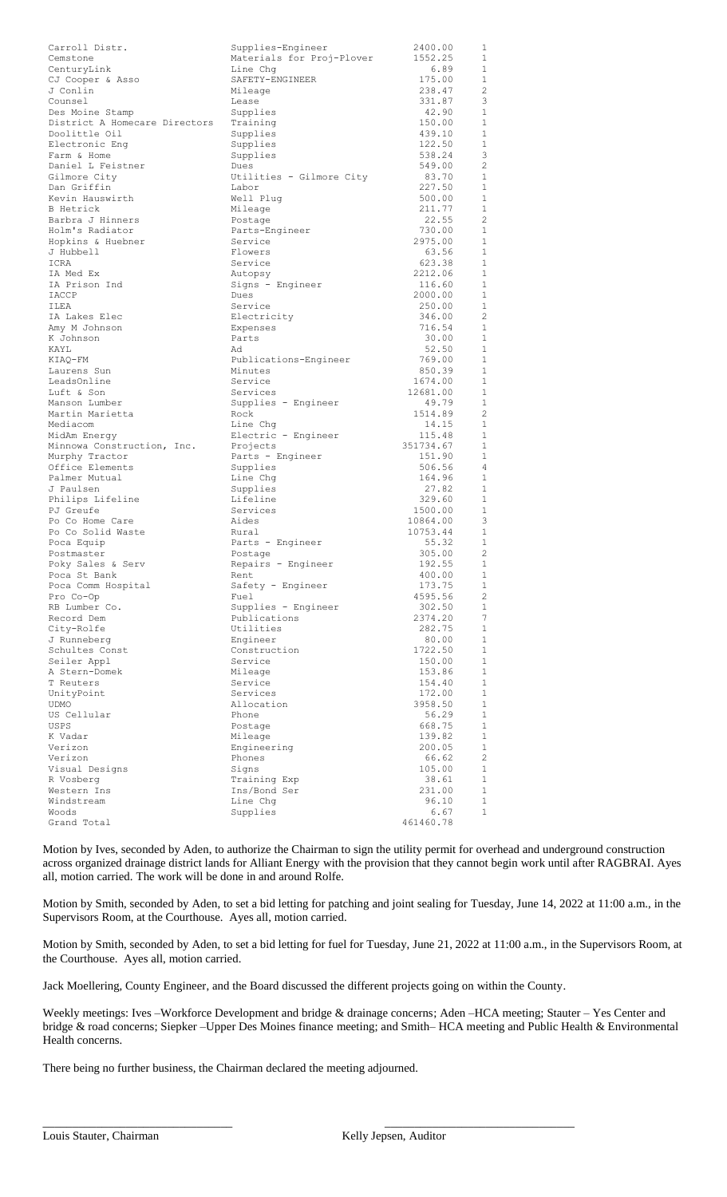| | | | |
|---|---|---|---|
| Carroll Distr. | Supplies-Engineer | 2400.00 | 1 |
| Cemstone | Materials for Proj-Plover | 1552.25 | 1 |
| CenturyLink | Line Chg | 6.89 | 1 |
| CJ Cooper & Asso | SAFETY-ENGINEER | 175.00 | 1 |
| J Conlin | Mileage | 238.47 | 2 |
| Counsel | Lease | 331.87 | 3 |
| Des Moine Stamp | Supplies | 42.90 | 1 |
| District A Homecare Directors | Training | 150.00 | 1 |
| Doolittle Oil | Supplies | 439.10 | 1 |
| Electronic Eng | Supplies | 122.50 | 1 |
| Farm & Home | Supplies | 538.24 | 3 |
| Daniel L Feistner | Dues | 549.00 | 2 |
| Gilmore City | Utilities - Gilmore City | 83.70 | 1 |
| Dan Griffin | Labor | 227.50 | 1 |
| Kevin Hauswirth | Well Plug | 500.00 | 1 |
| B Hetrick | Mileage | 211.77 | 1 |
| Barbra J Hinners | Postage | 22.55 | 2 |
| Holm's Radiator | Parts-Engineer | 730.00 | 1 |
| Hopkins & Huebner | Service | 2975.00 | 1 |
| J Hubbell | Flowers | 63.56 | 1 |
| ICRA | Service | 623.38 | 1 |
| IA Med Ex | Autopsy | 2212.06 | 1 |
| IA Prison Ind | Signs - Engineer | 116.60 | 1 |
| IACCP | Dues | 2000.00 | 1 |
| ILEA | Service | 250.00 | 1 |
| IA Lakes Elec | Electricity | 346.00 | 2 |
| Amy M Johnson | Expenses | 716.54 | 1 |
| K Johnson | Parts | 30.00 | 1 |
| KAYL | Ad | 52.50 | 1 |
| KIAQ-FM | Publications-Engineer | 769.00 | 1 |
| Laurens Sun | Minutes | 850.39 | 1 |
| LeadsOnline | Service | 1674.00 | 1 |
| Luft & Son | Services | 12681.00 | 1 |
| Manson Lumber | Supplies - Engineer | 49.79 | 1 |
| Martin Marietta | Rock | 1514.89 | 2 |
| Mediacom | Line Chg | 14.15 | 1 |
| MidAm Energy | Electric - Engineer | 115.48 | 1 |
| Minnowa Construction, Inc. | Projects | 351734.67 | 1 |
| Murphy Tractor | Parts - Engineer | 151.90 | 1 |
| Office Elements | Supplies | 506.56 | 4 |
| Palmer Mutual | Line Chg | 164.96 | 1 |
| J Paulsen | Supplies | 27.82 | 1 |
| Philips Lifeline | Lifeline | 329.60 | 1 |
| PJ Greufe | Services | 1500.00 | 1 |
| Po Co Home Care | Aides | 10864.00 | 3 |
| Po Co Solid Waste | Rural | 10753.44 | 1 |
| Poca Equip | Parts - Engineer | 55.32 | 1 |
| Postmaster | Postage | 305.00 | 2 |
| Poky Sales & Serv | Repairs - Engineer | 192.55 | 1 |
| Poca St Bank | Rent | 400.00 | 1 |
| Poca Comm Hospital | Safety - Engineer | 173.75 | 1 |
| Pro Co-Op | Fuel | 4595.56 | 2 |
| RB Lumber Co. | Supplies - Engineer | 302.50 | 1 |
| Record Dem | Publications | 2374.20 | 7 |
| City-Rolfe | Utilities | 282.75 | 1 |
| J Runneberg | Engineer | 80.00 | 1 |
| Schultes Const | Construction | 1722.50 | 1 |
| Seiler Appl | Service | 150.00 | 1 |
| A Stern-Domek | Mileage | 153.86 | 1 |
| T Reuters | Service | 154.40 | 1 |
| UnityPoint | Services | 172.00 | 1 |
| UDMO | Allocation | 3958.50 | 1 |
| US Cellular | Phone | 56.29 | 1 |
| USPS | Postage | 668.75 | 1 |
| K Vadar | Mileage | 139.82 | 1 |
| Verizon | Engineering | 200.05 | 1 |
| Verizon | Phones | 66.62 | 2 |
| Visual Designs | Signs | 105.00 | 1 |
| R Vosberg | Training Exp | 38.61 | 1 |
| Western Ins | Ins/Bond Ser | 231.00 | 1 |
| Windstream | Line Chg | 96.10 | 1 |
| Woods | Supplies | 6.67 | 1 |
| Grand Total | | 461460.78 | |

Motion by Ives, seconded by Aden, to authorize the Chairman to sign the utility permit for overhead and underground construction across organized drainage district lands for Alliant Energy with the provision that they cannot begin work until after RAGBRAI. Ayes all, motion carried. The work will be done in and around Rolfe.

Motion by Smith, seconded by Aden, to set a bid letting for patching and joint sealing for Tuesday, June 14, 2022 at 11:00 a.m., in the Supervisors Room, at the Courthouse. Ayes all, motion carried.

Motion by Smith, seconded by Aden, to set a bid letting for fuel for Tuesday, June 21, 2022 at 11:00 a.m., in the Supervisors Room, at the Courthouse. Ayes all, motion carried.

Jack Moellering, County Engineer, and the Board discussed the different projects going on within the County.

Weekly meetings: Ives –Workforce Development and bridge & drainage concerns; Aden –HCA meeting; Stauter – Yes Center and bridge & road concerns; Siepker –Upper Des Moines finance meeting; and Smith– HCA meeting and Public Health & Environmental Health concerns.

There being no further business, the Chairman declared the meeting adjourned.

\_\_\_\_\_\_\_\_\_\_\_\_\_\_\_\_\_\_\_\_\_\_\_\_\_\_\_\_\_\_ \_\_\_\_\_\_\_\_\_\_\_\_\_\_\_\_\_\_\_\_\_\_\_\_\_\_\_\_\_\_

Louis Stauter, Chairman Kelly Jepsen, Auditor